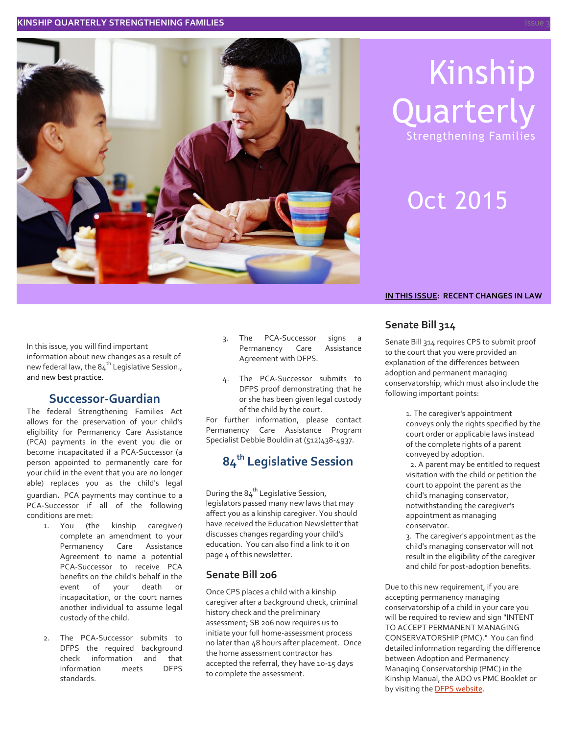# Kinship Quarterly

Strengthening Families

Oct 2015

**IN THIS ISSUE: RECENT CHANGES IN LAW**

In this issue, you will find important information about new changes as a result of new federal law, the 84th Legislative Session., and new best practice.

## Successor-Guardian

The federal Strengthening Families Act allows for the preservation of your child's eligibility for Permanency Care Assistance (PCA) payments in the event you die or become incapacitated if a PCA-Successor (a person appointed to permanently care for your child in the event that you are no longer able) replaces you as the child's legal guardian. PCA payments may continue to a PCA-Successor if all of the following conditions are met:

1. You (the kinship caregiver) complete an amendment to your Permanency Care Assistance Agreement to name a potential PCA-Successor to receive PCA benefits on the child's behalf in the event of your death or incapacitation, or the court names another individual to assume legal custody of the child.
2. The PCA-Successor submits to DFPS the required background check information and that information meets DFPS standards.
3. The PCA-Successor signs a Permanency Care Assistance Agreement with DFPS.
4. The PCA-Successor submits to DFPS proof demonstrating that he or she has been given legal custody of the child by the court.

For further information, please contact Permanency Care Assistance Program Specialist Debbie Bouldin at (512)438-4937.

## 84th Legislative Session

During the 84th Legislative Session, legislators passed many new laws that may affect you as a kinship caregiver. You should have received the Education Newsletter that discusses changes regarding your child's education. You can also find a link to it on page 4 of this newsletter.

### Senate Bill 206

Once CPS places a child with a kinship caregiver after a background check, criminal history check and the preliminary assessment; SB 206 now requires us to initiate your full home-assessment process no later than 48 hours after placement. Once the home assessment contractor has accepted the referral, they have 10-15 days to complete the assessment.

### Senate Bill 314

Senate Bill 314 requires CPS to submit proof to the court that you were provided an explanation of the differences between adoption and permanent managing conservatorship, which must also include the following important points:

1. The caregiver's appointment conveys only the rights specified by the court order or applicable laws instead of the complete rights of a parent conveyed by adoption.
2. A parent may be entitled to request visitation with the child or petition the court to appoint the parent as the child's managing conservator, notwithstanding the caregiver's appointment as managing conservator.
3. The caregiver's appointment as the child's managing conservator will not result in the eligibility of the caregiver and child for post-adoption benefits.

Due to this new requirement, if you are accepting permanency managing conservatorship of a child in your care you will be required to review and sign "INTENT TO ACCEPT PERMANENT MANAGING CONSERVATORSHIP (PMC)." You can find detailed information regarding the difference between Adoption and Permanency Managing Conservatorship (PMC) in the Kinship Manual, the ADO vs PMC Booklet or by visiting the DFPS website.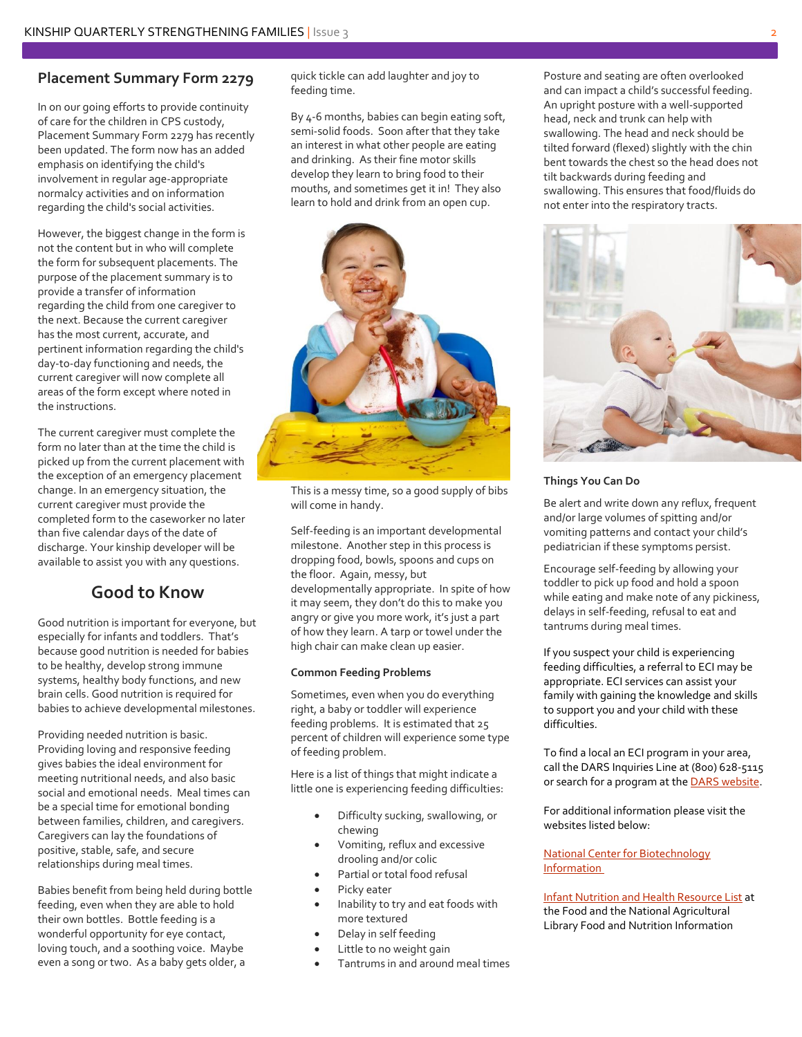## Placement Summary Form 2279

In on our going efforts to provide continuity of care for the children in CPS custody, Placement Summary Form 2279 has recently been updated. The form now has an added emphasis on identifying the child's involvement in regular age-appropriate normalcy activities and on information regarding the child's social activities.

However, the biggest change in the form is not the content but in who will complete the form for subsequent placements. The purpose of the placement summary is to provide a transfer of information regarding the child from one caregiver to the next. Because the current caregiver has the most current, accurate, and pertinent information regarding the child's day-to-day functioning and needs, the current caregiver will now complete all areas of the form except where noted in the instructions.

The current caregiver must complete the form no later than at the time the child is picked up from the current placement with the exception of an emergency placement change. In an emergency situation, the current caregiver must provide the completed form to the caseworker no later than five calendar days of the date of discharge. Your kinship developer will be available to assist you with any questions.

## Good to Know

Good nutrition is important for everyone, but especially for infants and toddlers. That's because good nutrition is needed for babies to be healthy, develop strong immune systems, healthy body functions, and new brain cells. Good nutrition is required for babies to achieve developmental milestones.

Providing needed nutrition is basic. Providing loving and responsive feeding gives babies the ideal environment for meeting nutritional needs, and also basic social and emotional needs. Meal times can be a special time for emotional bonding between families, children, and caregivers. Caregivers can lay the foundations of positive, stable, safe, and secure relationships during meal times.

Babies benefit from being held during bottle feeding, even when they are able to hold their own bottles. Bottle feeding is a wonderful opportunity for eye contact, loving touch, and a soothing voice. Maybe even a song or two. As a baby gets older, a quick tickle can add laughter and joy to feeding time.

By 4-6 months, babies can begin eating soft, semi-solid foods. Soon after that they take an interest in what other people are eating and drinking. As their fine motor skills develop they learn to bring food to their mouths, and sometimes get it in! They also learn to hold and drink from an open cup.

This is a messy time, so a good supply of bibs will come in handy.

Self-feeding is an important developmental milestone. Another step in this process is dropping food, bowls, spoons and cups on the floor. Again, messy, but developmentally appropriate. In spite of how it may seem, they don't do this to make you angry or give you more work, it's just a part of how they learn. A tarp or towel under the high chair can make clean up easier.

### Common Feeding Problems

Sometimes, even when you do everything right, a baby or toddler will experience feeding problems. It is estimated that 25 percent of children will experience some type of feeding problem.

Here is a list of things that might indicate a little one is experiencing feeding difficulties:

- Difficulty sucking, swallowing, or chewing
- Vomiting, reflux and excessive drooling and/or colic
- Partial or total food refusal
- Picky eater
- Inability to try and eat foods with more textured
- Delay in self feeding
- Little to no weight gain
- Tantrums in and around meal times

Posture and seating are often overlooked and can impact a child's successful feeding. An upright posture with a well-supported head, neck and trunk can help with swallowing. The head and neck should be tilted forward (flexed) slightly with the chin bent towards the chest so the head does not tilt backwards during feeding and swallowing. This ensures that food/fluids do not enter into the respiratory tracts.

### Things You Can Do

Be alert and write down any reflux, frequent and/or large volumes of spitting and/or vomiting patterns and contact your child's pediatrician if these symptoms persist.

Encourage self-feeding by allowing your toddler to pick up food and hold a spoon while eating and make note of any pickiness, delays in self-feeding, refusal to eat and tantrums during meal times.

If you suspect your child is experiencing feeding difficulties, a referral to ECI may be appropriate. ECI services can assist your family with gaining the knowledge and skills to support you and your child with these difficulties.

To find a local an ECI program in your area, call the DARS Inquiries Line at (800) 628-5115 or search for a program at the DARS website.

For additional information please visit the websites listed below:

National Center for Biotechnology Information

Infant Nutrition and Health Resource List at the Food and the National Agricultural Library Food and Nutrition Information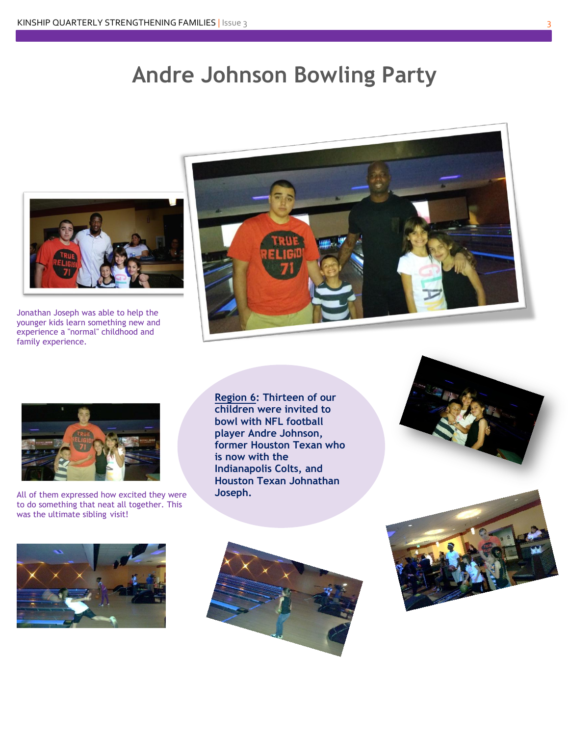# Andre Johnson Bowling Party

Jonathan Joseph was able to help the younger kids learn something new and experience a "normal" childhood and family experience.

**Region 6: Thirteen of our children were invited to bowl with NFL football player Andre Johnson, former Houston Texan who is now with the Indianapolis Colts, and Houston Texan Johnathan Joseph.**

All of them expressed how excited they were to do something that neat all together. This was the ultimate sibling visit!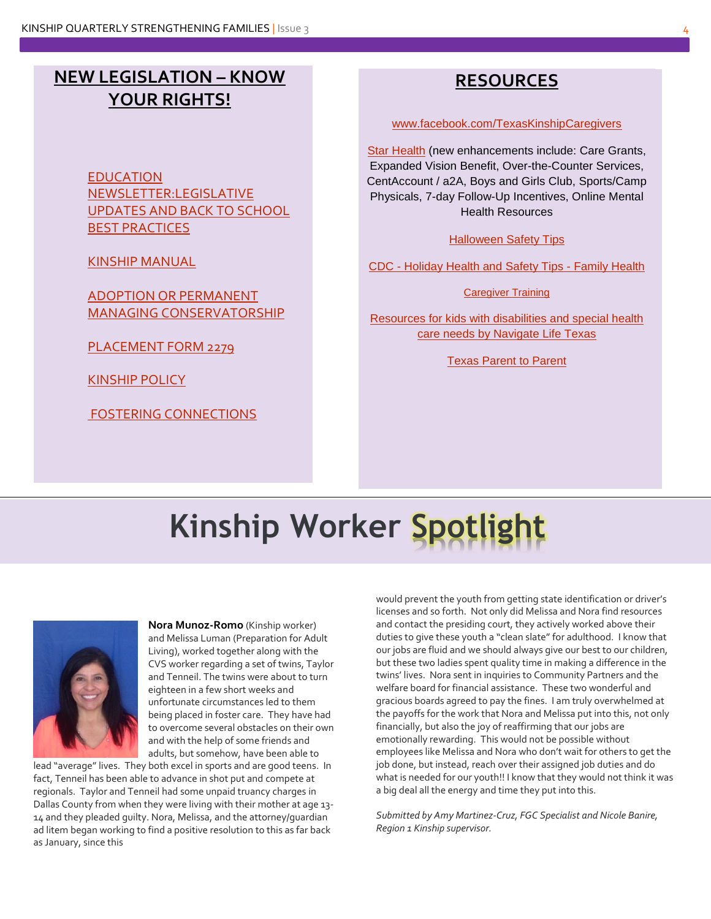## NEW LEGISLATION – KNOW YOUR RIGHTS!

EDUCATION NEWSLETTER:LEGISLATIVE UPDATES AND BACK TO SCHOOL BEST PRACTICES

KINSHIP MANUAL

ADOPTION OR PERMANENT MANAGING CONSERVATORSHIP

PLACEMENT FORM 2279

KINSHIP POLICY

FOSTERING CONNECTIONS

## RESOURCES

www.facebook.com/TexasKinshipCaregivers

Star Health (new enhancements include: Care Grants, Expanded Vision Benefit, Over-the-Counter Services, CentAccount / a2A, Boys and Girls Club, Sports/Camp Physicals, 7-day Follow-Up Incentives, Online Mental Health Resources

Halloween Safety Tips

CDC - Holiday Health and Safety Tips - Family Health

Caregiver Training

Resources for kids with disabilities and special health care needs by Navigate Life Texas

Texas Parent to Parent

# Kinship Worker Spotlight

**Nora Munoz-Romo** (Kinship worker) and Melissa Luman (Preparation for Adult Living), worked together along with the CVS worker regarding a set of twins, Taylor and Tenneil. The twins were about to turn eighteen in a few short weeks and unfortunate circumstances led to them being placed in foster care. They have had to overcome several obstacles on their own and with the help of some friends and adults, but somehow, have been able to lead "average" lives. They both excel in sports and are good teens. In fact, Tenneil has been able to advance in shot put and compete at regionals. Taylor and Tenneil had some unpaid truancy charges in Dallas County from when they were living with their mother at age 13-14 and they pleaded guilty. Nora, Melissa, and the attorney/guardian ad litem began working to find a positive resolution to this as far back as January, since this would prevent the youth from getting state identification or driver's licenses and so forth. Not only did Melissa and Nora find resources and contact the presiding court, they actively worked above their duties to give these youth a "clean slate" for adulthood. I know that our jobs are fluid and we should always give our best to our children, but these two ladies spent quality time in making a difference in the twins' lives. Nora sent in inquiries to Community Partners and the welfare board for financial assistance. These two wonderful and gracious boards agreed to pay the fines. I am truly overwhelmed at the payoffs for the work that Nora and Melissa put into this, not only financially, but also the joy of reaffirming that our jobs are emotionally rewarding. This would not be possible without employees like Melissa and Nora who don't wait for others to get the job done, but instead, reach over their assigned job duties and do what is needed for our youth!! I know that they would not think it was a big deal all the energy and time they put into this.

*Submitted by Amy Martinez-Cruz, FGC Specialist and Nicole Banire, Region 1 Kinship supervisor.*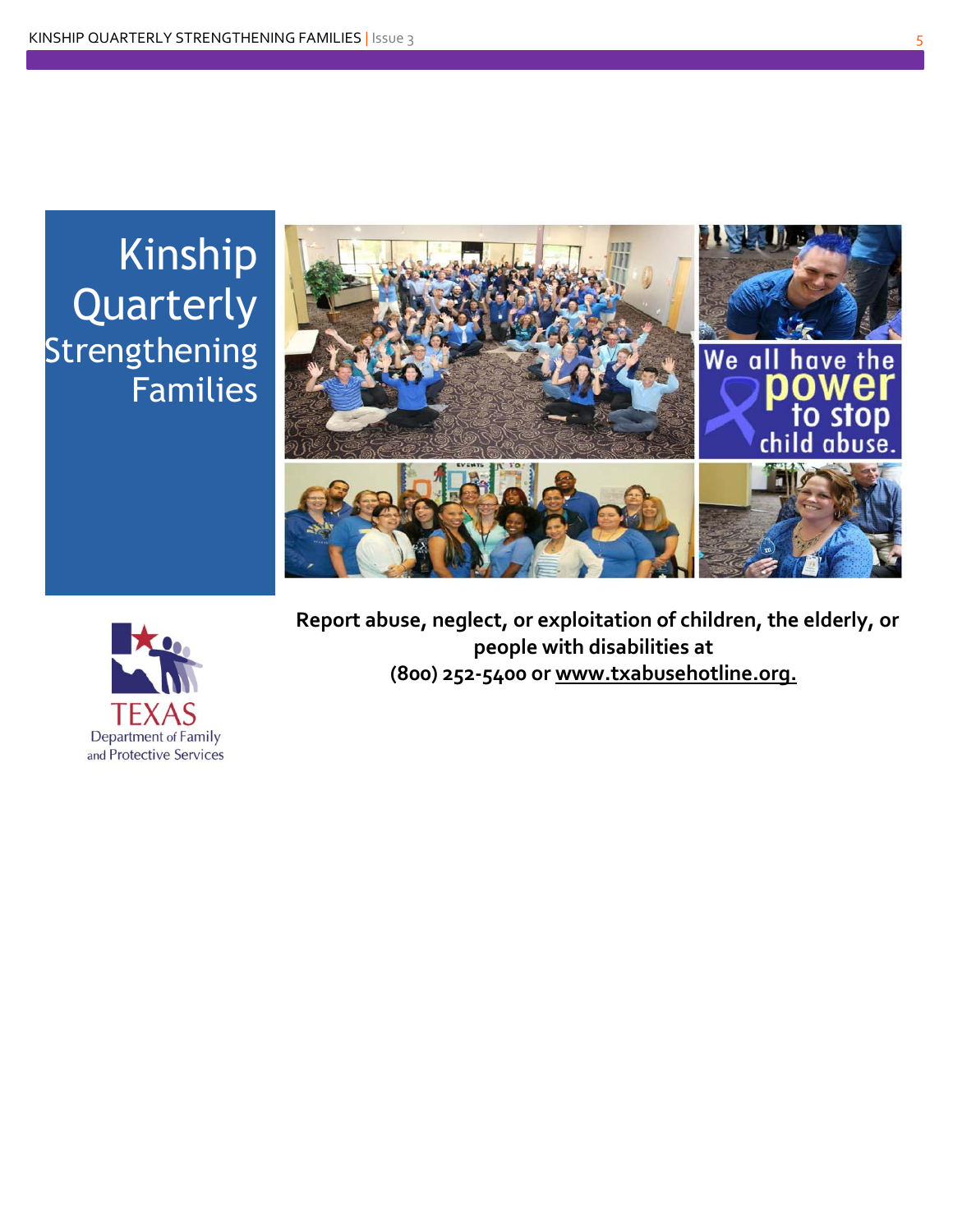# Kinship Quarterly Strengthening Families

**Report abuse, neglect, or exploitation of children, the elderly, or people with disabilities at (800) 252-5400 or www.txabusehotline.org.**

TEXAS
Department of Family and Protective Services